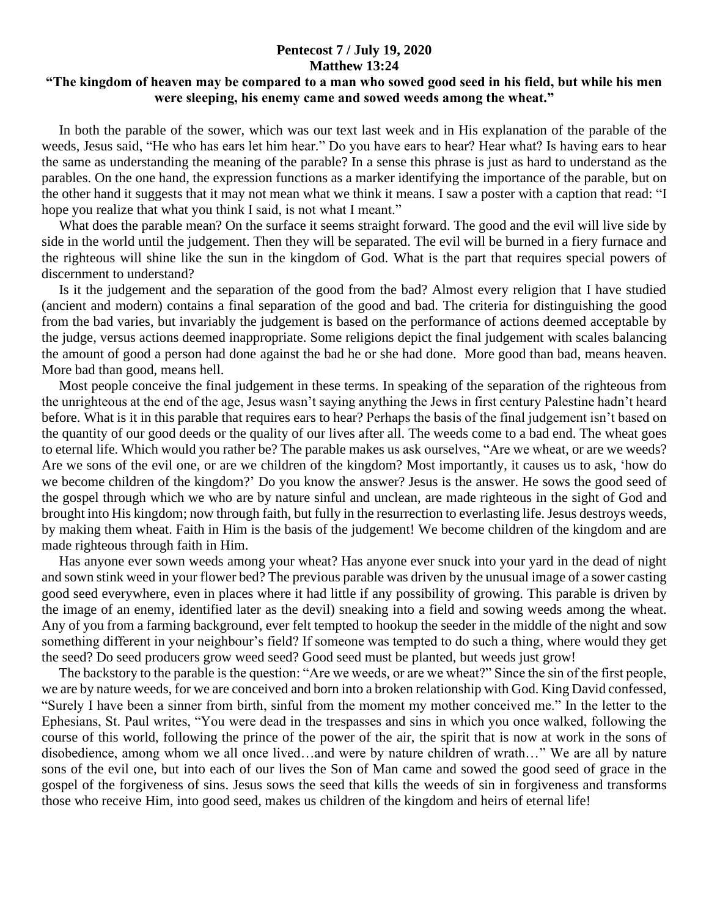**Pentecost 7 / July 19, 2020**
**Matthew 13:24**
**"The kingdom of heaven may be compared to a man who sowed good seed in his field, but while his men were sleeping, his enemy came and sowed weeds among the wheat."**

In both the parable of the sower, which was our text last week and in His explanation of the parable of the weeds, Jesus said, "He who has ears let him hear." Do you have ears to hear? Hear what? Is having ears to hear the same as understanding the meaning of the parable? In a sense this phrase is just as hard to understand as the parables. On the one hand, the expression functions as a marker identifying the importance of the parable, but on the other hand it suggests that it may not mean what we think it means. I saw a poster with a caption that read: "I hope you realize that what you think I said, is not what I meant."

What does the parable mean? On the surface it seems straight forward. The good and the evil will live side by side in the world until the judgement. Then they will be separated. The evil will be burned in a fiery furnace and the righteous will shine like the sun in the kingdom of God. What is the part that requires special powers of discernment to understand?

Is it the judgement and the separation of the good from the bad? Almost every religion that I have studied (ancient and modern) contains a final separation of the good and bad. The criteria for distinguishing the good from the bad varies, but invariably the judgement is based on the performance of actions deemed acceptable by the judge, versus actions deemed inappropriate. Some religions depict the final judgement with scales balancing the amount of good a person had done against the bad he or she had done. More good than bad, means heaven. More bad than good, means hell.

Most people conceive the final judgement in these terms. In speaking of the separation of the righteous from the unrighteous at the end of the age, Jesus wasn't saying anything the Jews in first century Palestine hadn't heard before. What is it in this parable that requires ears to hear? Perhaps the basis of the final judgement isn't based on the quantity of our good deeds or the quality of our lives after all. The weeds come to a bad end. The wheat goes to eternal life. Which would you rather be? The parable makes us ask ourselves, "Are we wheat, or are we weeds? Are we sons of the evil one, or are we children of the kingdom? Most importantly, it causes us to ask, 'how do we become children of the kingdom?' Do you know the answer? Jesus is the answer. He sows the good seed of the gospel through which we who are by nature sinful and unclean, are made righteous in the sight of God and brought into His kingdom; now through faith, but fully in the resurrection to everlasting life. Jesus destroys weeds, by making them wheat. Faith in Him is the basis of the judgement! We become children of the kingdom and are made righteous through faith in Him.

Has anyone ever sown weeds among your wheat? Has anyone ever snuck into your yard in the dead of night and sown stink weed in your flower bed? The previous parable was driven by the unusual image of a sower casting good seed everywhere, even in places where it had little if any possibility of growing. This parable is driven by the image of an enemy, identified later as the devil) sneaking into a field and sowing weeds among the wheat. Any of you from a farming background, ever felt tempted to hookup the seeder in the middle of the night and sow something different in your neighbour's field? If someone was tempted to do such a thing, where would they get the seed? Do seed producers grow weed seed? Good seed must be planted, but weeds just grow!

The backstory to the parable is the question: "Are we weeds, or are we wheat?" Since the sin of the first people, we are by nature weeds, for we are conceived and born into a broken relationship with God. King David confessed, "Surely I have been a sinner from birth, sinful from the moment my mother conceived me." In the letter to the Ephesians, St. Paul writes, "You were dead in the trespasses and sins in which you once walked, following the course of this world, following the prince of the power of the air, the spirit that is now at work in the sons of disobedience, among whom we all once lived…and were by nature children of wrath…" We are all by nature sons of the evil one, but into each of our lives the Son of Man came and sowed the good seed of grace in the gospel of the forgiveness of sins. Jesus sows the seed that kills the weeds of sin in forgiveness and transforms those who receive Him, into good seed, makes us children of the kingdom and heirs of eternal life!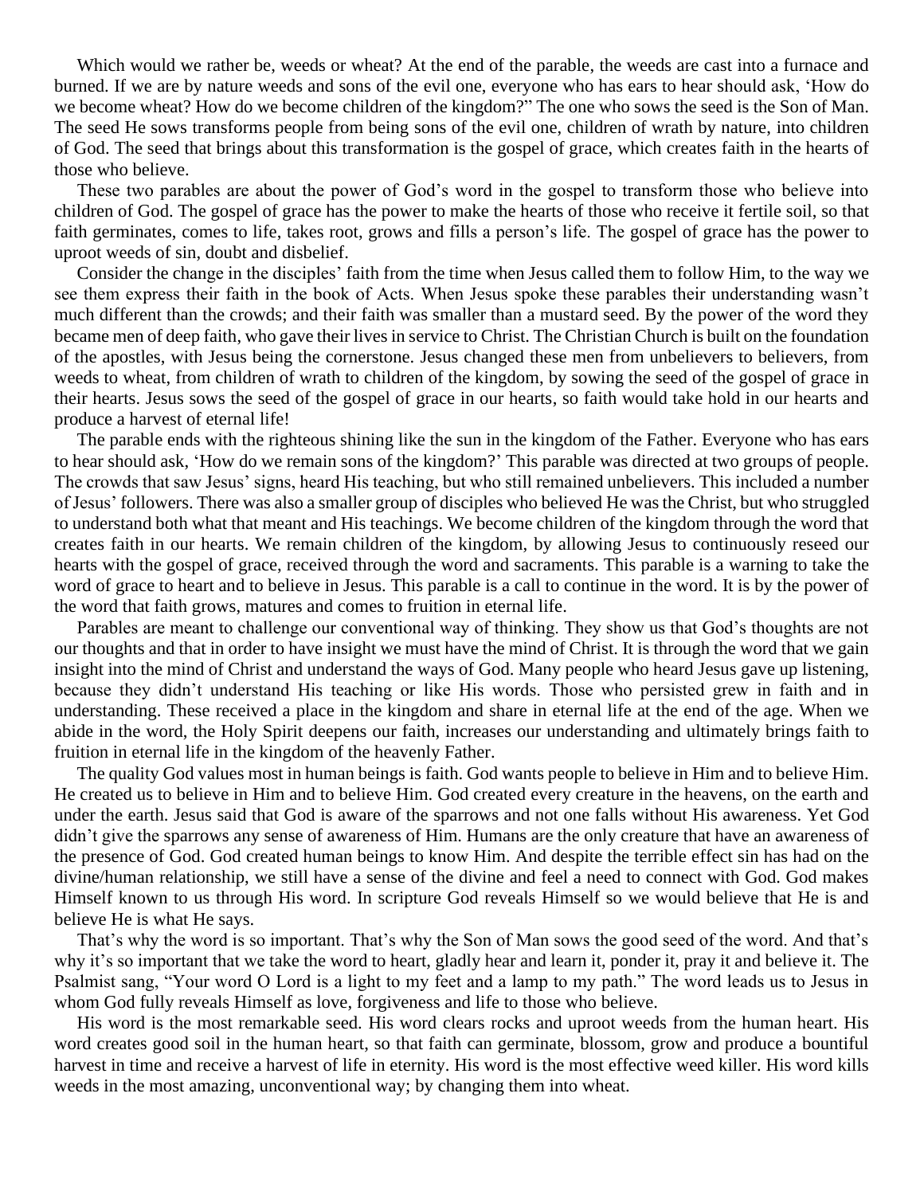Which would we rather be, weeds or wheat? At the end of the parable, the weeds are cast into a furnace and burned. If we are by nature weeds and sons of the evil one, everyone who has ears to hear should ask, 'How do we become wheat? How do we become children of the kingdom?" The one who sows the seed is the Son of Man. The seed He sows transforms people from being sons of the evil one, children of wrath by nature, into children of God. The seed that brings about this transformation is the gospel of grace, which creates faith in the hearts of those who believe.

These two parables are about the power of God's word in the gospel to transform those who believe into children of God. The gospel of grace has the power to make the hearts of those who receive it fertile soil, so that faith germinates, comes to life, takes root, grows and fills a person's life. The gospel of grace has the power to uproot weeds of sin, doubt and disbelief.

Consider the change in the disciples' faith from the time when Jesus called them to follow Him, to the way we see them express their faith in the book of Acts. When Jesus spoke these parables their understanding wasn't much different than the crowds; and their faith was smaller than a mustard seed. By the power of the word they became men of deep faith, who gave their lives in service to Christ. The Christian Church is built on the foundation of the apostles, with Jesus being the cornerstone. Jesus changed these men from unbelievers to believers, from weeds to wheat, from children of wrath to children of the kingdom, by sowing the seed of the gospel of grace in their hearts. Jesus sows the seed of the gospel of grace in our hearts, so faith would take hold in our hearts and produce a harvest of eternal life!

The parable ends with the righteous shining like the sun in the kingdom of the Father. Everyone who has ears to hear should ask, 'How do we remain sons of the kingdom?' This parable was directed at two groups of people. The crowds that saw Jesus' signs, heard His teaching, but who still remained unbelievers. This included a number of Jesus' followers. There was also a smaller group of disciples who believed He was the Christ, but who struggled to understand both what that meant and His teachings. We become children of the kingdom through the word that creates faith in our hearts. We remain children of the kingdom, by allowing Jesus to continuously reseed our hearts with the gospel of grace, received through the word and sacraments. This parable is a warning to take the word of grace to heart and to believe in Jesus. This parable is a call to continue in the word. It is by the power of the word that faith grows, matures and comes to fruition in eternal life.

Parables are meant to challenge our conventional way of thinking. They show us that God's thoughts are not our thoughts and that in order to have insight we must have the mind of Christ. It is through the word that we gain insight into the mind of Christ and understand the ways of God. Many people who heard Jesus gave up listening, because they didn't understand His teaching or like His words. Those who persisted grew in faith and in understanding. These received a place in the kingdom and share in eternal life at the end of the age. When we abide in the word, the Holy Spirit deepens our faith, increases our understanding and ultimately brings faith to fruition in eternal life in the kingdom of the heavenly Father.

The quality God values most in human beings is faith. God wants people to believe in Him and to believe Him. He created us to believe in Him and to believe Him. God created every creature in the heavens, on the earth and under the earth. Jesus said that God is aware of the sparrows and not one falls without His awareness. Yet God didn't give the sparrows any sense of awareness of Him. Humans are the only creature that have an awareness of the presence of God. God created human beings to know Him. And despite the terrible effect sin has had on the divine/human relationship, we still have a sense of the divine and feel a need to connect with God. God makes Himself known to us through His word. In scripture God reveals Himself so we would believe that He is and believe He is what He says.

That's why the word is so important. That's why the Son of Man sows the good seed of the word. And that's why it's so important that we take the word to heart, gladly hear and learn it, ponder it, pray it and believe it. The Psalmist sang, "Your word O Lord is a light to my feet and a lamp to my path." The word leads us to Jesus in whom God fully reveals Himself as love, forgiveness and life to those who believe.

His word is the most remarkable seed. His word clears rocks and uproot weeds from the human heart. His word creates good soil in the human heart, so that faith can germinate, blossom, grow and produce a bountiful harvest in time and receive a harvest of life in eternity. His word is the most effective weed killer. His word kills weeds in the most amazing, unconventional way; by changing them into wheat.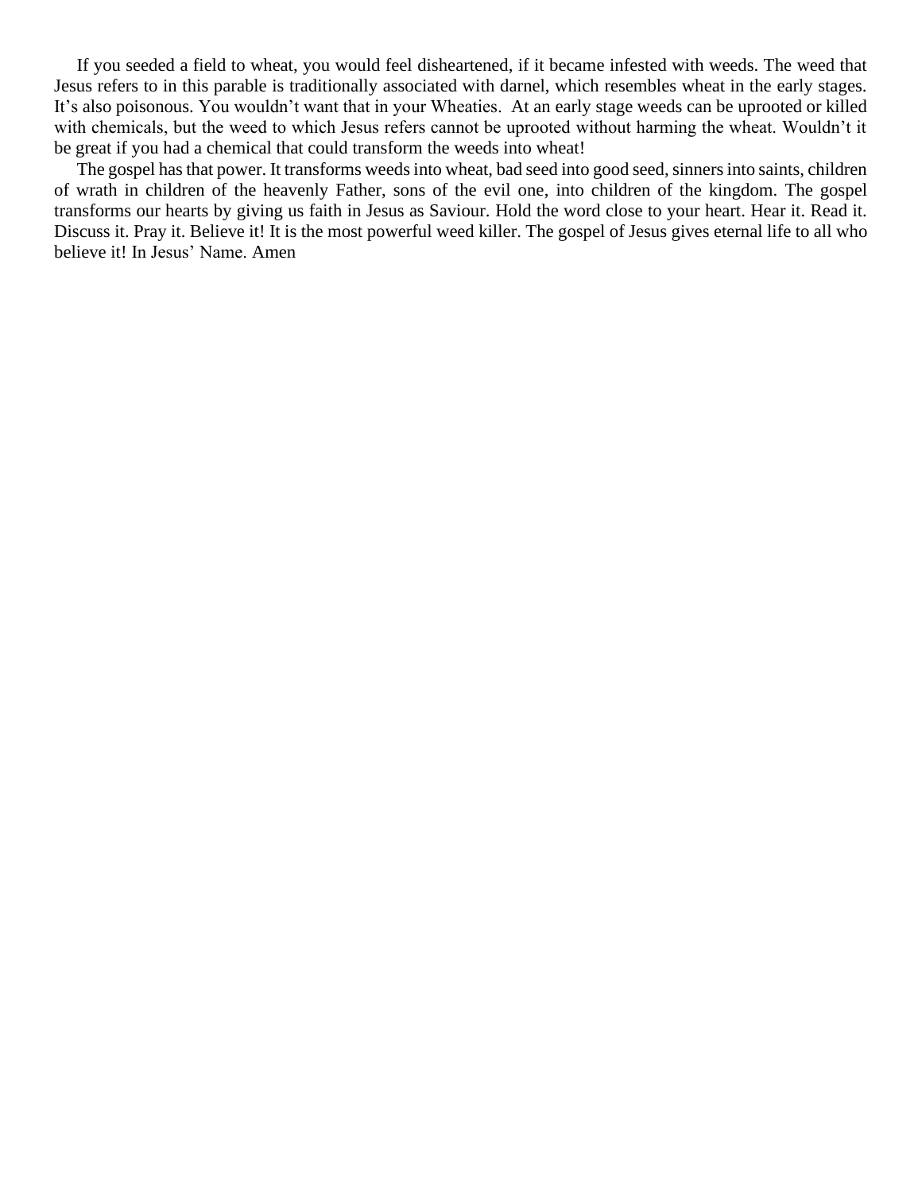If you seeded a field to wheat, you would feel disheartened, if it became infested with weeds. The weed that Jesus refers to in this parable is traditionally associated with darnel, which resembles wheat in the early stages. It's also poisonous. You wouldn't want that in your Wheaties. At an early stage weeds can be uprooted or killed with chemicals, but the weed to which Jesus refers cannot be uprooted without harming the wheat. Wouldn't it be great if you had a chemical that could transform the weeds into wheat!

The gospel has that power. It transforms weeds into wheat, bad seed into good seed, sinners into saints, children of wrath in children of the heavenly Father, sons of the evil one, into children of the kingdom. The gospel transforms our hearts by giving us faith in Jesus as Saviour. Hold the word close to your heart. Hear it. Read it. Discuss it. Pray it. Believe it! It is the most powerful weed killer. The gospel of Jesus gives eternal life to all who believe it! In Jesus' Name. Amen